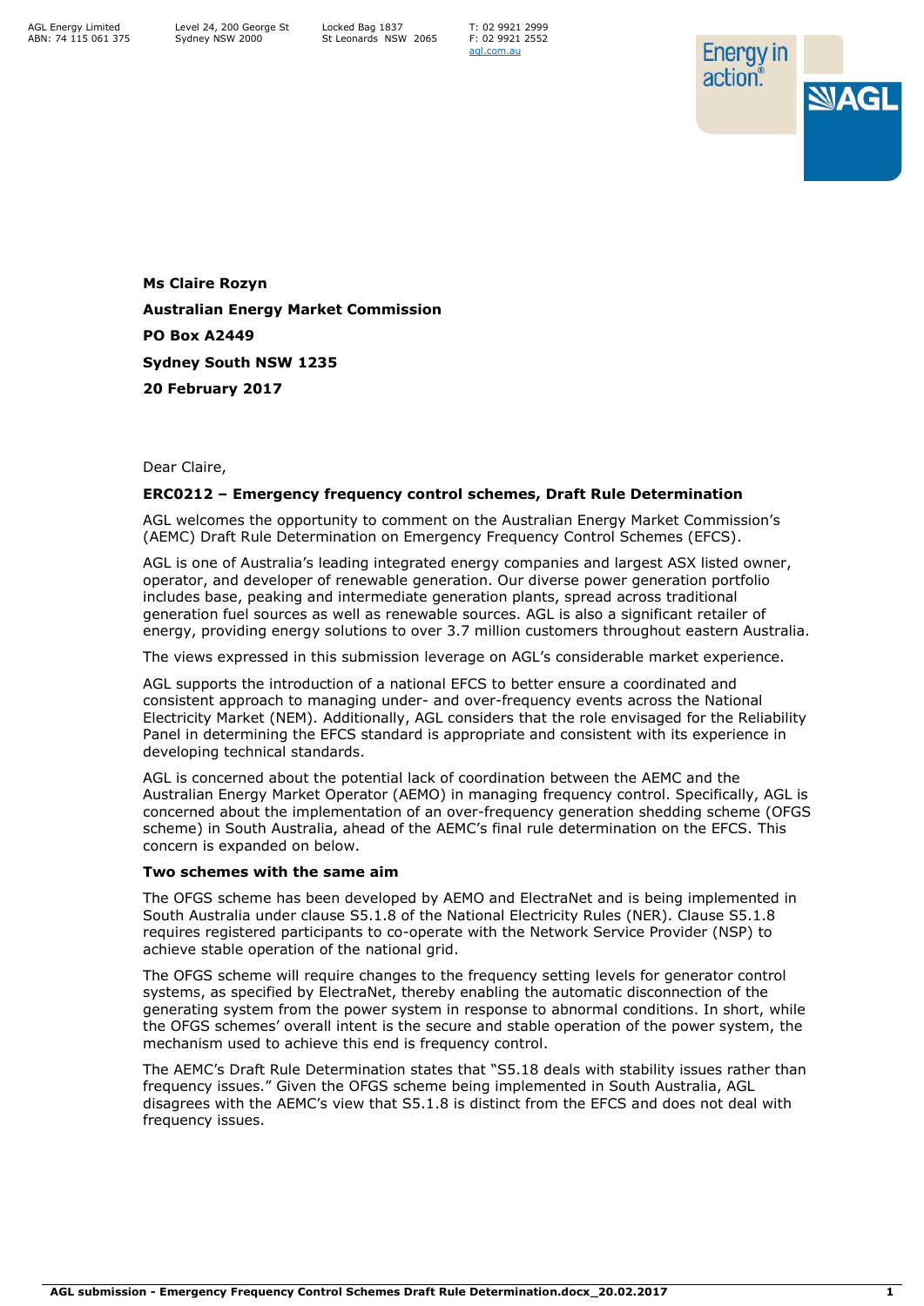AGL Energy Limited
ABN: 74 115 061 375

Level 24, 200 George St
Sydney NSW 2000

Locked Bag 1837
St Leonards NSW 2065

T: 02 9921 2999
F: 02 9921 2552
agl.com.au

**Ms Claire Rozyn**

**Australian Energy Market Commission**

**PO Box A2449**

**Sydney South NSW 1235**

**20 February 2017**

Dear Claire,

**ERC0212 – Emergency frequency control schemes, Draft Rule Determination**

AGL welcomes the opportunity to comment on the Australian Energy Market Commission's (AEMC) Draft Rule Determination on Emergency Frequency Control Schemes (EFCS).

AGL is one of Australia's leading integrated energy companies and largest ASX listed owner, operator, and developer of renewable generation. Our diverse power generation portfolio includes base, peaking and intermediate generation plants, spread across traditional generation fuel sources as well as renewable sources. AGL is also a significant retailer of energy, providing energy solutions to over 3.7 million customers throughout eastern Australia.

The views expressed in this submission leverage on AGL's considerable market experience.

AGL supports the introduction of a national EFCS to better ensure a coordinated and consistent approach to managing under- and over-frequency events across the National Electricity Market (NEM). Additionally, AGL considers that the role envisaged for the Reliability Panel in determining the EFCS standard is appropriate and consistent with its experience in developing technical standards.

AGL is concerned about the potential lack of coordination between the AEMC and the Australian Energy Market Operator (AEMO) in managing frequency control. Specifically, AGL is concerned about the implementation of an over-frequency generation shedding scheme (OFGS scheme) in South Australia, ahead of the AEMC's final rule determination on the EFCS. This concern is expanded on below.

**Two schemes with the same aim**

The OFGS scheme has been developed by AEMO and ElectraNet and is being implemented in South Australia under clause S5.1.8 of the National Electricity Rules (NER). Clause S5.1.8 requires registered participants to co-operate with the Network Service Provider (NSP) to achieve stable operation of the national grid.

The OFGS scheme will require changes to the frequency setting levels for generator control systems, as specified by ElectraNet, thereby enabling the automatic disconnection of the generating system from the power system in response to abnormal conditions. In short, while the OFGS schemes' overall intent is the secure and stable operation of the power system, the mechanism used to achieve this end is frequency control.

The AEMC's Draft Rule Determination states that "S5.18 deals with stability issues rather than frequency issues." Given the OFGS scheme being implemented in South Australia, AGL disagrees with the AEMC's view that S5.1.8 is distinct from the EFCS and does not deal with frequency issues.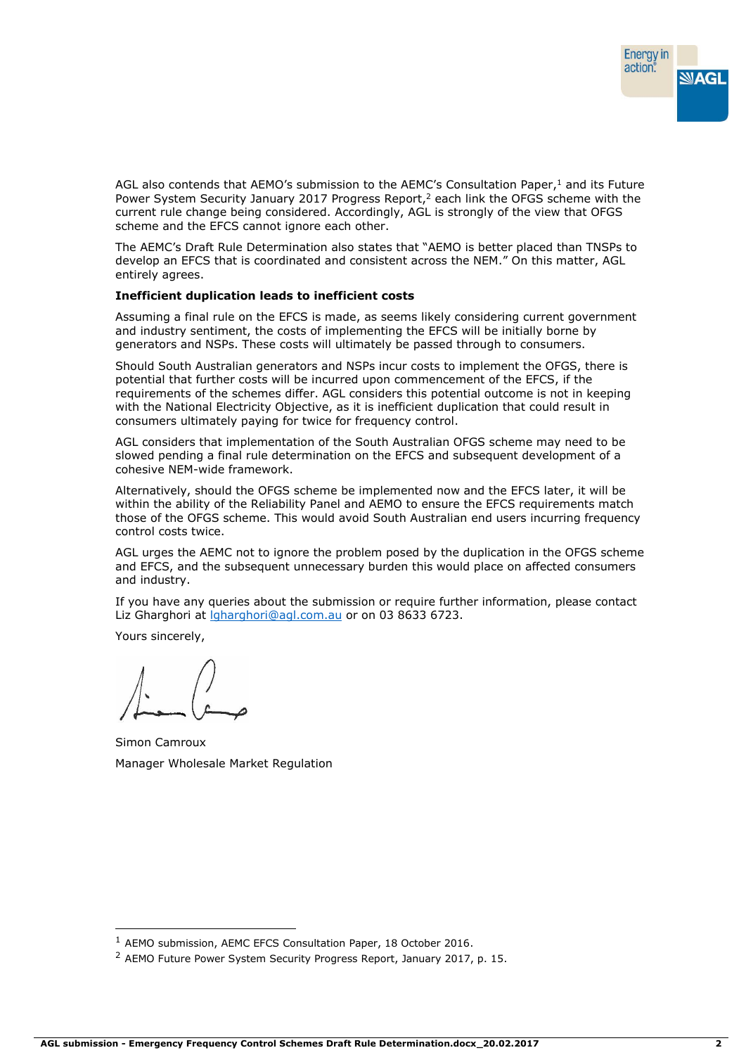AGL also contends that AEMO's submission to the AEMC's Consultation Paper,[1] and its Future Power System Security January 2017 Progress Report,[2] each link the OFGS scheme with the current rule change being considered. Accordingly, AGL is strongly of the view that OFGS scheme and the EFCS cannot ignore each other.

The AEMC's Draft Rule Determination also states that "AEMO is better placed than TNSPs to develop an EFCS that is coordinated and consistent across the NEM." On this matter, AGL entirely agrees.

**Inefficient duplication leads to inefficient costs**

Assuming a final rule on the EFCS is made, as seems likely considering current government and industry sentiment, the costs of implementing the EFCS will be initially borne by generators and NSPs. These costs will ultimately be passed through to consumers.

Should South Australian generators and NSPs incur costs to implement the OFGS, there is potential that further costs will be incurred upon commencement of the EFCS, if the requirements of the schemes differ. AGL considers this potential outcome is not in keeping with the National Electricity Objective, as it is inefficient duplication that could result in consumers ultimately paying for twice for frequency control.

AGL considers that implementation of the South Australian OFGS scheme may need to be slowed pending a final rule determination on the EFCS and subsequent development of a cohesive NEM-wide framework.

Alternatively, should the OFGS scheme be implemented now and the EFCS later, it will be within the ability of the Reliability Panel and AEMO to ensure the EFCS requirements match those of the OFGS scheme. This would avoid South Australian end users incurring frequency control costs twice.

AGL urges the AEMC not to ignore the problem posed by the duplication in the OFGS scheme and EFCS, and the subsequent unnecessary burden this would place on affected consumers and industry.

If you have any queries about the submission or require further information, please contact Liz Gharghori at lgharghori@agl.com.au or on 03 8633 6723.

Yours sincerely,

Simon Camroux

Manager Wholesale Market Regulation

---

[1] AEMO submission, AEMC EFCS Consultation Paper, 18 October 2016.

[2] AEMO Future Power System Security Progress Report, January 2017, p. 15.